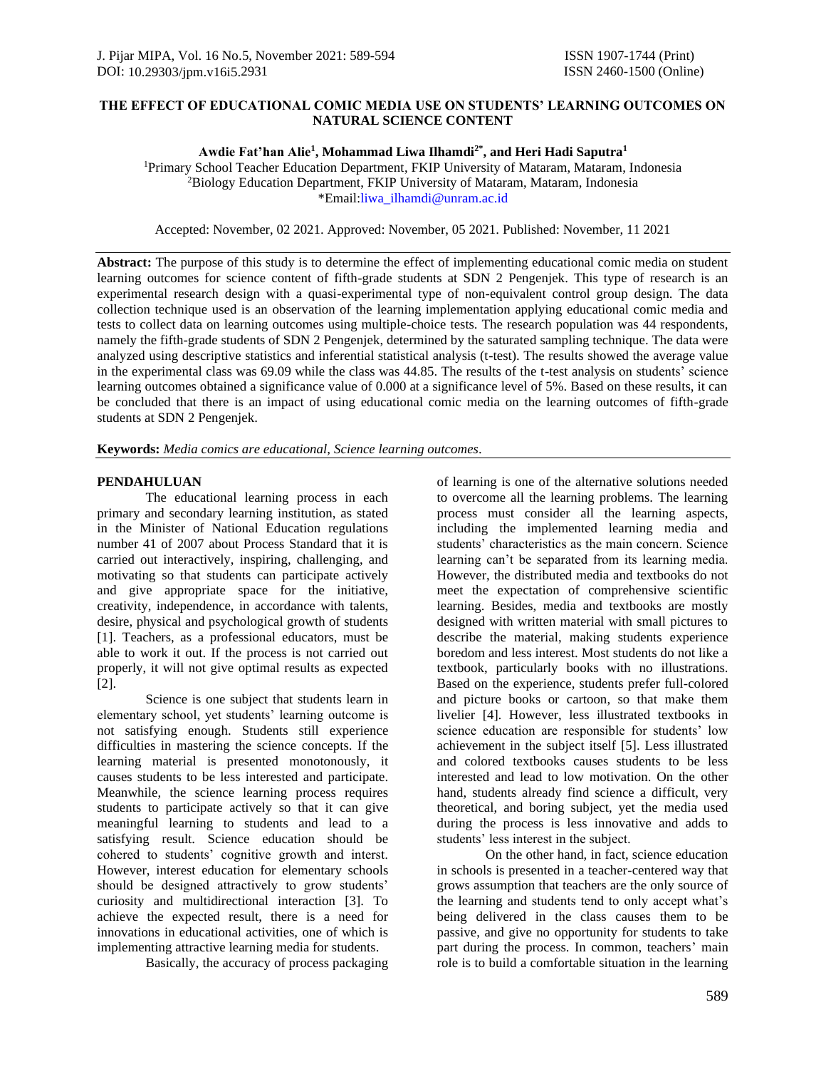# THE EFFECT OF EDUCATIONAL COMIC MEDIA USE ON STUDENTS' LEARNING OUTCOMES ON NATURAL SCIENCE CONTENT

**Awdie Fat'han Alie[1], Mohammad Liwa Ilhamdi[2*], and Heri Hadi Saputra[1]**

[1]Primary School Teacher Education Department, FKIP University of Mataram, Mataram, Indonesia
[2]Biology Education Department, FKIP University of Mataram, Mataram, Indonesia
*Email:liwa_ilhamdi@unram.ac.id

Accepted: November, 02 2021. Approved: November, 05 2021. Published: November, 11 2021

**Abstract:** The purpose of this study is to determine the effect of implementing educational comic media on student learning outcomes for science content of fifth-grade students at SDN 2 Pengenjek. This type of research is an experimental research design with a quasi-experimental type of non-equivalent control group design. The data collection technique used is an observation of the learning implementation applying educational comic media and tests to collect data on learning outcomes using multiple-choice tests. The research population was 44 respondents, namely the fifth-grade students of SDN 2 Pengenjek, determined by the saturated sampling technique. The data were analyzed using descriptive statistics and inferential statistical analysis (t-test). The results showed the average value in the experimental class was 69.09 while the class was 44.85. The results of the t-test analysis on students' science learning outcomes obtained a significance value of 0.000 at a significance level of 5%. Based on these results, it can be concluded that there is an impact of using educational comic media on the learning outcomes of fifth-grade students at SDN 2 Pengenjek.

**Keywords:** *Media comics are educational, Science learning outcomes*.

## PENDAHULUAN

The educational learning process in each primary and secondary learning institution, as stated in the Minister of National Education regulations number 41 of 2007 about Process Standard that it is carried out interactively, inspiring, challenging, and motivating so that students can participate actively and give appropriate space for the initiative, creativity, independence, in accordance with talents, desire, physical and psychological growth of students [1]. Teachers, as a professional educators, must be able to work it out. If the process is not carried out properly, it will not give optimal results as expected [2].

Science is one subject that students learn in elementary school, yet students' learning outcome is not satisfying enough. Students still experience difficulties in mastering the science concepts. If the learning material is presented monotonously, it causes students to be less interested and participate. Meanwhile, the science learning process requires students to participate actively so that it can give meaningful learning to students and lead to a satisfying result. Science education should be cohered to students' cognitive growth and interst. However, interest education for elementary schools should be designed attractively to grow students' curiosity and multidirectional interaction [3]. To achieve the expected result, there is a need for innovations in educational activities, one of which is implementing attractive learning media for students.

Basically, the accuracy of process packaging of learning is one of the alternative solutions needed to overcome all the learning problems. The learning process must consider all the learning aspects, including the implemented learning media and students' characteristics as the main concern. Science learning can't be separated from its learning media. However, the distributed media and textbooks do not meet the expectation of comprehensive scientific learning. Besides, media and textbooks are mostly designed with written material with small pictures to describe the material, making students experience boredom and less interest. Most students do not like a textbook, particularly books with no illustrations. Based on the experience, students prefer full-colored and picture books or cartoon, so that make them livelier [4]. However, less illustrated textbooks in science education are responsible for students' low achievement in the subject itself [5]. Less illustrated and colored textbooks causes students to be less interested and lead to low motivation. On the other hand, students already find science a difficult, very theoretical, and boring subject, yet the media used during the process is less innovative and adds to students' less interest in the subject.

On the other hand, in fact, science education in schools is presented in a teacher-centered way that grows assumption that teachers are the only source of the learning and students tend to only accept what's being delivered in the class causes them to be passive, and give no opportunity for students to take part during the process. In common, teachers' main role is to build a comfortable situation in the learning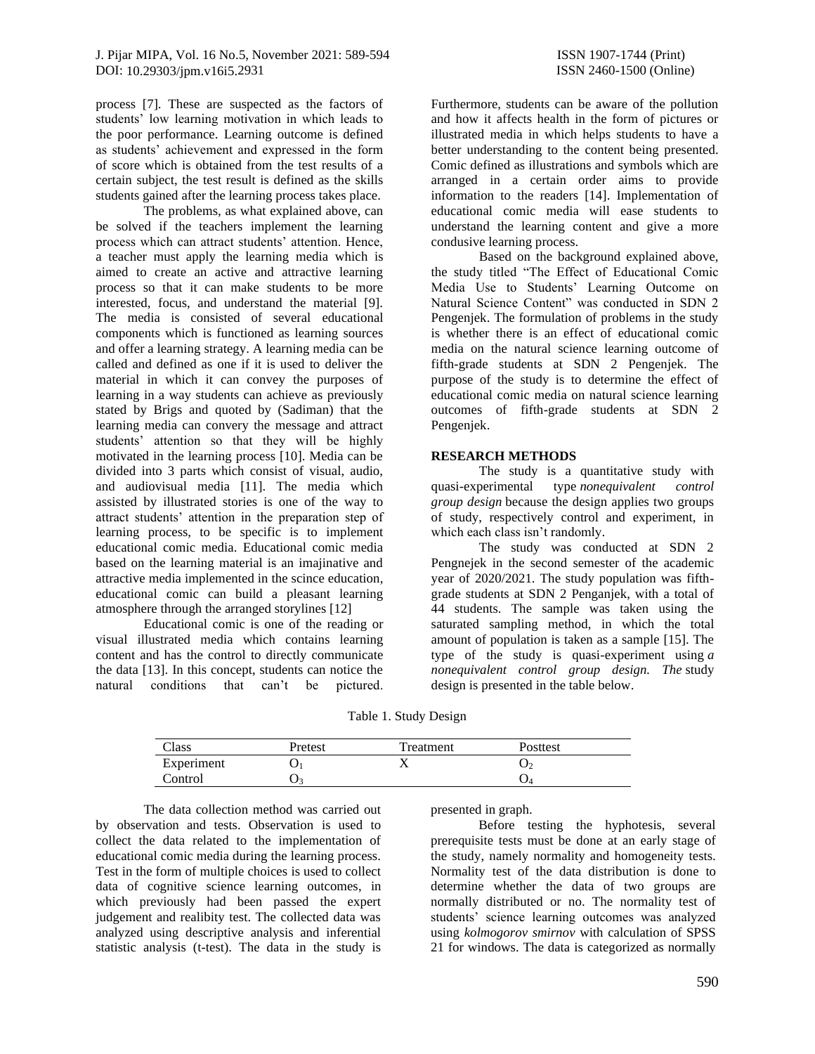process [7]. These are suspected as the factors of students' low learning motivation in which leads to the poor performance. Learning outcome is defined as students' achievement and expressed in the form of score which is obtained from the test results of a certain subject, the test result is defined as the skills students gained after the learning process takes place.

The problems, as what explained above, can be solved if the teachers implement the learning process which can attract students' attention. Hence, a teacher must apply the learning media which is aimed to create an active and attractive learning process so that it can make students to be more interested, focus, and understand the material [9]. The media is consisted of several educational components which is functioned as learning sources and offer a learning strategy. A learning media can be called and defined as one if it is used to deliver the material in which it can convey the purposes of learning in a way students can achieve as previously stated by Brigs and quoted by (Sadiman) that the learning media can convery the message and attract students' attention so that they will be highly motivated in the learning process [10]. Media can be divided into 3 parts which consist of visual, audio, and audiovisual media [11]. The media which assisted by illustrated stories is one of the way to attract students' attention in the preparation step of learning process, to be specific is to implement educational comic media. Educational comic media based on the learning material is an imajinative and attractive media implemented in the scince education, educational comic can build a pleasant learning atmosphere through the arranged storylines [12]

Educational comic is one of the reading or visual illustrated media which contains learning content and has the control to directly communicate the data [13]. In this concept, students can notice the natural conditions that can't be pictured. Furthermore, students can be aware of the pollution and how it affects health in the form of pictures or illustrated media in which helps students to have a better understanding to the content being presented. Comic defined as illustrations and symbols which are arranged in a certain order aims to provide information to the readers [14]. Implementation of educational comic media will ease students to understand the learning content and give a more condusive learning process.

Based on the background explained above, the study titled "The Effect of Educational Comic Media Use to Students' Learning Outcome on Natural Science Content" was conducted in SDN 2 Pengenjek. The formulation of problems in the study is whether there is an effect of educational comic media on the natural science learning outcome of fifth-grade students at SDN 2 Pengenjek. The purpose of the study is to determine the effect of educational comic media on natural science learning outcomes of fifth-grade students at SDN 2 Pengenjek.

## RESEARCH METHODS

The study is a quantitative study with quasi-experimental type *nonequivalent control group design* because the design applies two groups of study, respectively control and experiment, in which each class isn't randomly.

The study was conducted at SDN 2 Pengnejek in the second semester of the academic year of 2020/2021. The study population was fifth-grade students at SDN 2 Penganjek, with a total of 44 students. The sample was taken using the saturated sampling method, in which the total amount of population is taken as a sample [15]. The type of the study is quasi-experiment using *a nonequivalent control group design. The* study design is presented in the table below.

Table 1. Study Design

| Class | Pretest | Treatment | Posttest |
|---|---|---|---|
| Experiment | $O_1$ | X | $O_2$ |
| Control | $O_3$ | | $O_4$ |

The data collection method was carried out by observation and tests. Observation is used to collect the data related to the implementation of educational comic media during the learning process. Test in the form of multiple choices is used to collect data of cognitive science learning outcomes, in which previously had been passed the expert judgement and realibity test. The collected data was analyzed using descriptive analysis and inferential statistic analysis (t-test). The data in the study is presented in graph.

Before testing the hyphotesis, several prerequisite tests must be done at an early stage of the study, namely normality and homogeneity tests. Normality test of the data distribution is done to determine whether the data of two groups are normally distributed or no. The normality test of students' science learning outcomes was analyzed using *kolmogorov smirnov* with calculation of SPSS 21 for windows. The data is categorized as normally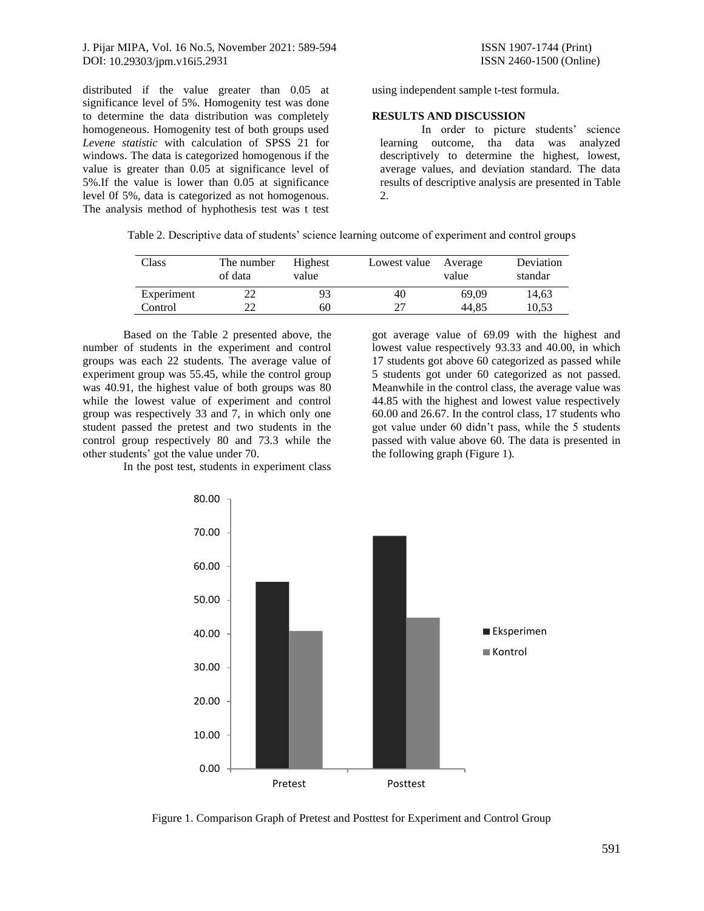distributed if the value greater than 0.05 at significance level of 5%. Homogenity test was done to determine the data distribution was completely homogeneous. Homogenity test of both groups used *Levene statistic* with calculation of SPSS 21 for windows. The data is categorized homogenous if the value is greater than 0.05 at significance level of 5%.If the value is lower than 0.05 at significance level 0f of 5%, data is categorized as not homogenous. The analysis method of hyphothesis test was t test using independent sample t-test formula.

## RESULTS AND DISCUSSION

In order to picture students' science learning outcome, tha data was analyzed descriptively to determine the highest, lowest, average values, and deviation standard. The data results of descriptive analysis are presented in Table 2.

Table 2. Descriptive data of students' science learning outcome of experiment and control groups

| Class | The number of data | Highest value | Lowest value | Average value | Deviation standar |
|---|---|---|---|---|---|
| Experiment | 22 | 93 | 40 | 69,09 | 14,63 |
| Control | 22 | 60 | 27 | 44,85 | 10,53 |

Based on the Table 2 presented above, the number of students in the experiment and control groups was each 22 students. The average value of experiment group was 55.45, while the control group was 40.91, the highest value of both groups was 80 while the lowest value of experiment and control group was respectively 33 and 7, in which only one student passed the pretest and two students in the control group respectively 80 and 73.3 while the other students' got the value under 70.

In the post test, students in experiment class got average value of 69.09 with the highest and lowest value respectively 93.33 and 40.00, in which 17 students got above 60 categorized as passed while 5 students got under 60 categorized as not passed. Meanwhile in the control class, the average value was 44.85 with the highest and lowest value respectively 60.00 and 26.67. In the control class, 17 students who got value under 60 didn't pass, while the 5 students passed with value above 60. The data is presented in the following graph (Figure 1).

Figure 1. Comparison Graph of Pretest and Posttest for Experiment and Control Group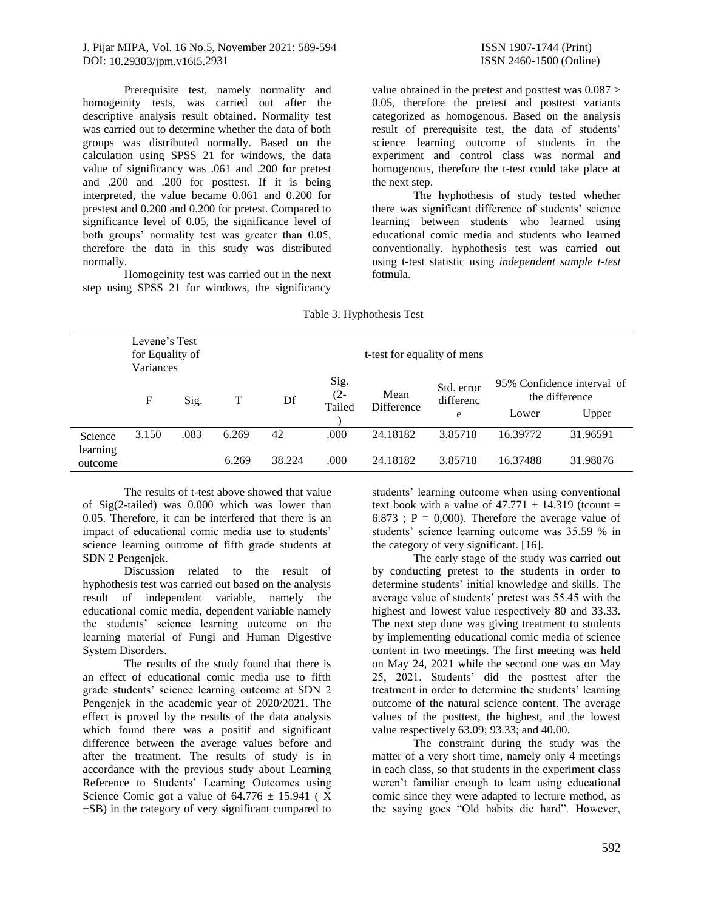Prerequisite test, namely normality and homogeinity tests, was carried out after the descriptive analysis result obtained. Normality test was carried out to determine whether the data of both groups was distributed normally. Based on the calculation using SPSS 21 for windows, the data value of significancy was .061 and .200 for pretest and .200 and .200 for posttest. If it is being interpreted, the value became 0.061 and 0.200 for prestest and 0.200 and 0.200 for pretest. Compared to significance level of 0.05, the significance level of both groups' normality test was greater than 0.05, therefore the data in this study was distributed normally.

Homogeinity test was carried out in the next step using SPSS 21 for windows, the significancy value obtained in the pretest and posttest was 0.087 > 0.05, therefore the pretest and posttest variants categorized as homogenous. Based on the analysis result of prerequisite test, the data of students' science learning outcome of students in the experiment and control class was normal and homogenous, therefore the t-test could take place at the next step.

The hyphothesis of study tested whether there was significant difference of students' science learning between students who learned using educational comic media and students who learned conventionally. hyphothesis test was carried out using t-test statistic using *independent sample t-test* fotmula.

Table 3. Hyphothesis Test

| | Levene's Test for Equality of Variances | | t-test for equality of mens | | | | | | |
|---|---|---|---|---|---|---|---|---|---|
| | F | Sig. | T | Df | Sig. (2-Tailed) | Mean Difference | Std. error difference | 95% Confidence interval of the difference | |
| | | | | | | | | Lower | Upper |
| Science learning outcome | 3.150 | .083 | 6.269 | 42 | .000 | 24.18182 | 3.85718 | 16.39772 | 31.96591 |
| | | | 6.269 | 38.224 | .000 | 24.18182 | 3.85718 | 16.37488 | 31.98876 |

The results of t-test above showed that value of Sig(2-tailed) was 0.000 which was lower than 0.05. Therefore, it can be interfered that there is an impact of educational comic media use to students' science learning outrome of fifth grade students at SDN 2 Pengenjek.

Discussion related to the result of hyphothesis test was carried out based on the analysis result of independent variable, namely the educational comic media, dependent variable namely the students' science learning outcome on the learning material of Fungi and Human Digestive System Disorders.

The results of the study found that there is an effect of educational comic media use to fifth grade students' science learning outcome at SDN 2 Pengenjek in the academic year of 2020/2021. The effect is proved by the results of the data analysis which found there was a positif and significant difference between the average values before and after the treatment. The results of study is in accordance with the previous study about Learning Reference to Students' Learning Outcomes using Science Comic got a value of 64.776 ± 15.941 ( X ±SB) in the category of very significant compared to students' learning outcome when using conventional text book with a value of 47.771 ± 14.319 (tcount = 6.873 ; P = 0,000). Therefore the average value of students' science learning outcome was 35.59 % in the category of very significant. [16].

The early stage of the study was carried out by conducting pretest to the students in order to determine students' initial knowledge and skills. The average value of students' pretest was 55.45 with the highest and lowest value respectively 80 and 33.33. The next step done was giving treatment to students by implementing educational comic media of science content in two meetings. The first meeting was held on May 24, 2021 while the second one was on May 25, 2021. Students' did the posttest after the treatment in order to determine the students' learning outcome of the natural science content. The average values of the posttest, the highest, and the lowest value respectively 63.09; 93.33; and 40.00.

The constraint during the study was the matter of a very short time, namely only 4 meetings in each class, so that students in the experiment class weren't familiar enough to learn using educational comic since they were adapted to lecture method, as the saying goes "Old habits die hard". However,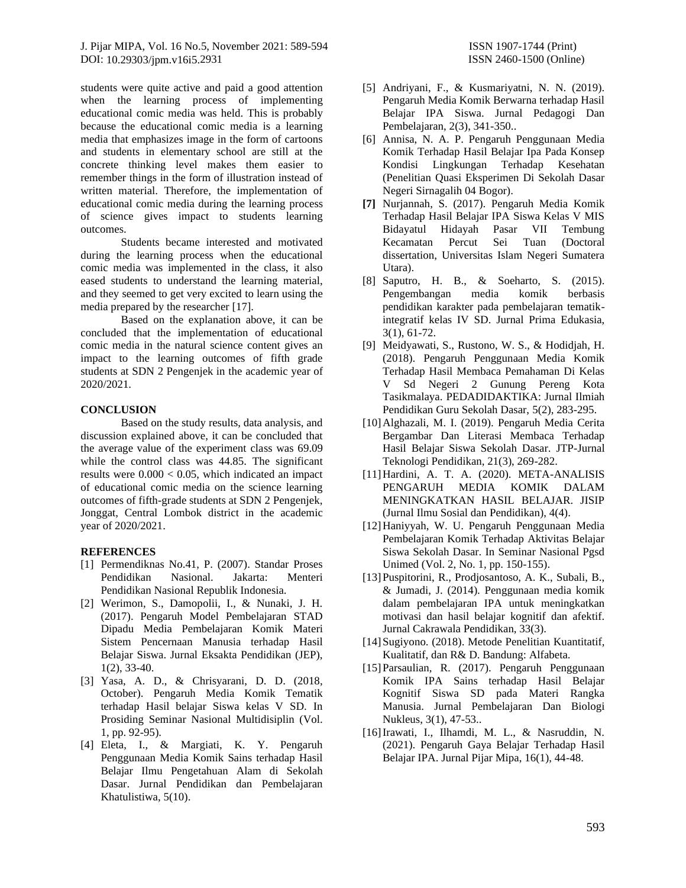students were quite active and paid a good attention when the learning process of implementing educational comic media was held. This is probably because the educational comic media is a learning media that emphasizes image in the form of cartoons and students in elementary school are still at the concrete thinking level makes them easier to remember things in the form of illustration instead of written material. Therefore, the implementation of educational comic media during the learning process of science gives impact to students learning outcomes.

Students became interested and motivated during the learning process when the educational comic media was implemented in the class, it also eased students to understand the learning material, and they seemed to get very excited to learn using the media prepared by the researcher [17].

Based on the explanation above, it can be concluded that the implementation of educational comic media in the natural science content gives an impact to the learning outcomes of fifth grade students at SDN 2 Pengenjek in the academic year of 2020/2021.

## CONCLUSION

Based on the study results, data analysis, and discussion explained above, it can be concluded that the average value of the experiment class was 69.09 while the control class was 44.85. The significant results were 0.000 < 0.05, which indicated an impact of educational comic media on the science learning outcomes of fifth-grade students at SDN 2 Pengenjek, Jonggat, Central Lombok district in the academic year of 2020/2021.

## REFERENCES

[1] Permendiknas No.41, P. (2007). Standar Proses Pendidikan Nasional. Jakarta: Menteri Pendidikan Nasional Republik Indonesia.

[2] Werimon, S., Damopolii, I., & Nunaki, J. H. (2017). Pengaruh Model Pembelajaran STAD Dipadu Media Pembelajaran Komik Materi Sistem Pencernaan Manusia terhadap Hasil Belajar Siswa. Jurnal Eksakta Pendidikan (JEP), 1(2), 33-40.

[3] Yasa, A. D., & Chrisyarani, D. D. (2018, October). Pengaruh Media Komik Tematik terhadap Hasil belajar Siswa kelas V SD. In Prosiding Seminar Nasional Multidisiplin (Vol. 1, pp. 92-95).

[4] Eleta, I., & Margiati, K. Y. Pengaruh Penggunaan Media Komik Sains terhadap Hasil Belajar Ilmu Pengetahuan Alam di Sekolah Dasar. Jurnal Pendidikan dan Pembelajaran Khatulistiwa, 5(10).

[5] Andriyani, F., & Kusmariyatni, N. N. (2019). Pengaruh Media Komik Berwarna terhadap Hasil Belajar IPA Siswa. Jurnal Pedagogi Dan Pembelajaran, 2(3), 341-350..

[6] Annisa, N. A. P. Pengaruh Penggunaan Media Komik Terhadap Hasil Belajar Ipa Pada Konsep Kondisi Lingkungan Terhadap Kesehatan (Penelitian Quasi Eksperimen Di Sekolah Dasar Negeri Sirnagalih 04 Bogor).

**[7]** Nurjannah, S. (2017). Pengaruh Media Komik Terhadap Hasil Belajar IPA Siswa Kelas V MIS Bidayatul Hidayah Pasar VII Tembung Kecamatan Percut Sei Tuan (Doctoral dissertation, Universitas Islam Negeri Sumatera Utara).

[8] Saputro, H. B., & Soeharto, S. (2015). Pengembangan media komik berbasis pendidikan karakter pada pembelajaran tematik-integratif kelas IV SD. Jurnal Prima Edukasia, 3(1), 61-72.

[9] Meidyawati, S., Rustono, W. S., & Hodidjah, H. (2018). Pengaruh Penggunaan Media Komik Terhadap Hasil Membaca Pemahaman Di Kelas V Sd Negeri 2 Gunung Pereng Kota Tasikmalaya. PEDADIDAKTIKA: Jurnal Ilmiah Pendidikan Guru Sekolah Dasar, 5(2), 283-295.

[10] Alghazali, M. I. (2019). Pengaruh Media Cerita Bergambar Dan Literasi Membaca Terhadap Hasil Belajar Siswa Sekolah Dasar. JTP-Jurnal Teknologi Pendidikan, 21(3), 269-282.

[11] Hardini, A. T. A. (2020). META-ANALISIS PENGARUH MEDIA KOMIK DALAM MENINGKATKAN HASIL BELAJAR. JISIP (Jurnal Ilmu Sosial dan Pendidikan), 4(4).

[12] Haniyyah, W. U. Pengaruh Penggunaan Media Pembelajaran Komik Terhadap Aktivitas Belajar Siswa Sekolah Dasar. In Seminar Nasional Pgsd Unimed (Vol. 2, No. 1, pp. 150-155).

[13] Puspitorini, R., Prodjosantoso, A. K., Subali, B., & Jumadi, J. (2014). Penggunaan media komik dalam pembelajaran IPA untuk meningkatkan motivasi dan hasil belajar kognitif dan afektif. Jurnal Cakrawala Pendidikan, 33(3).

[14] Sugiyono. (2018). Metode Penelitian Kuantitatif, Kualitatif, dan R& D. Bandung: Alfabeta.

[15] Parsaulian, R. (2017). Pengaruh Penggunaan Komik IPA Sains terhadap Hasil Belajar Kognitif Siswa SD pada Materi Rangka Manusia. Jurnal Pembelajaran Dan Biologi Nukleus, 3(1), 47-53..

[16] Irawati, I., Ilhamdi, M. L., & Nasruddin, N. (2021). Pengaruh Gaya Belajar Terhadap Hasil Belajar IPA. Jurnal Pijar Mipa, 16(1), 44-48.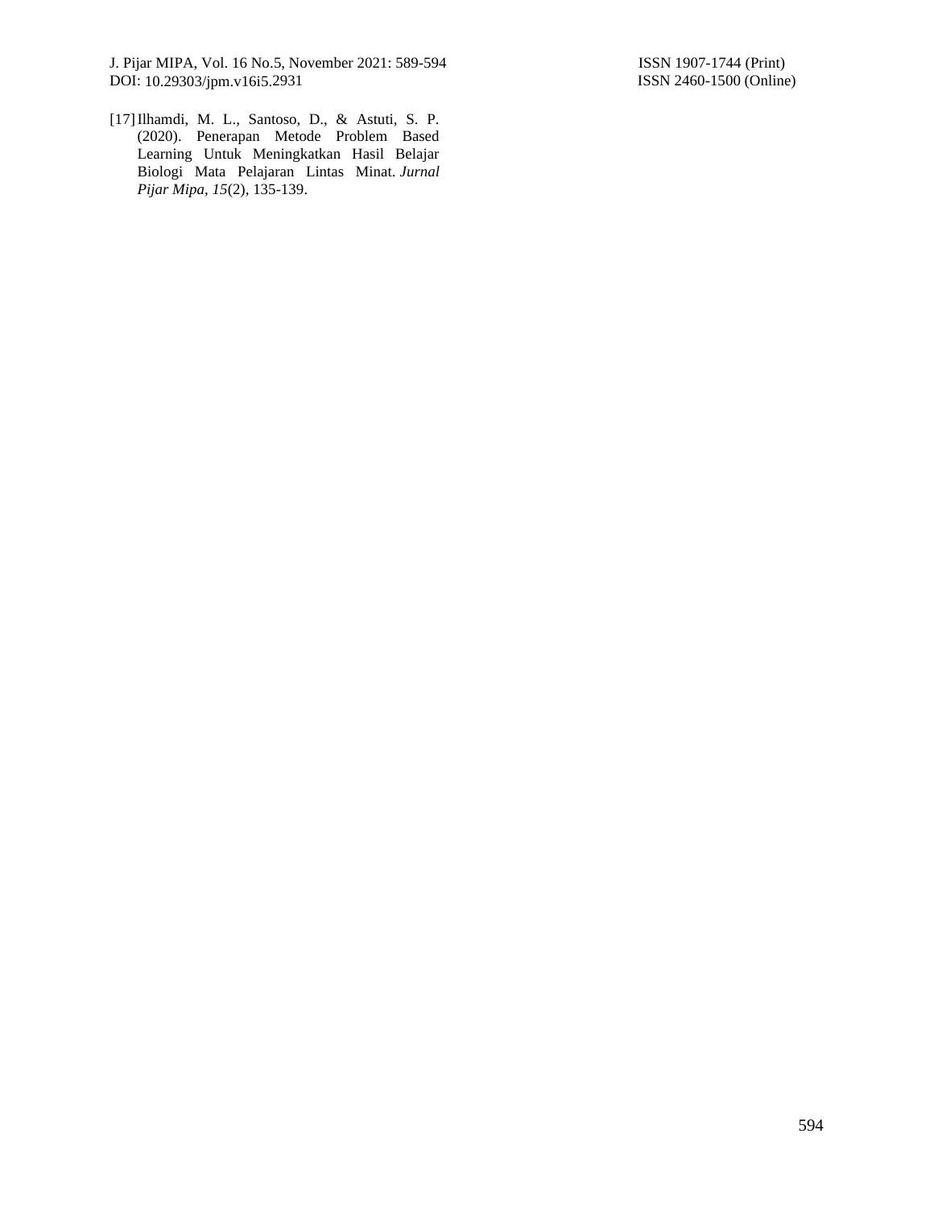[17] Ilhamdi, M. L., Santoso, D., & Astuti, S. P. (2020). Penerapan Metode Problem Based Learning Untuk Meningkatkan Hasil Belajar Biologi Mata Pelajaran Lintas Minat. *Jurnal Pijar Mipa*, *15*(2), 135-139.